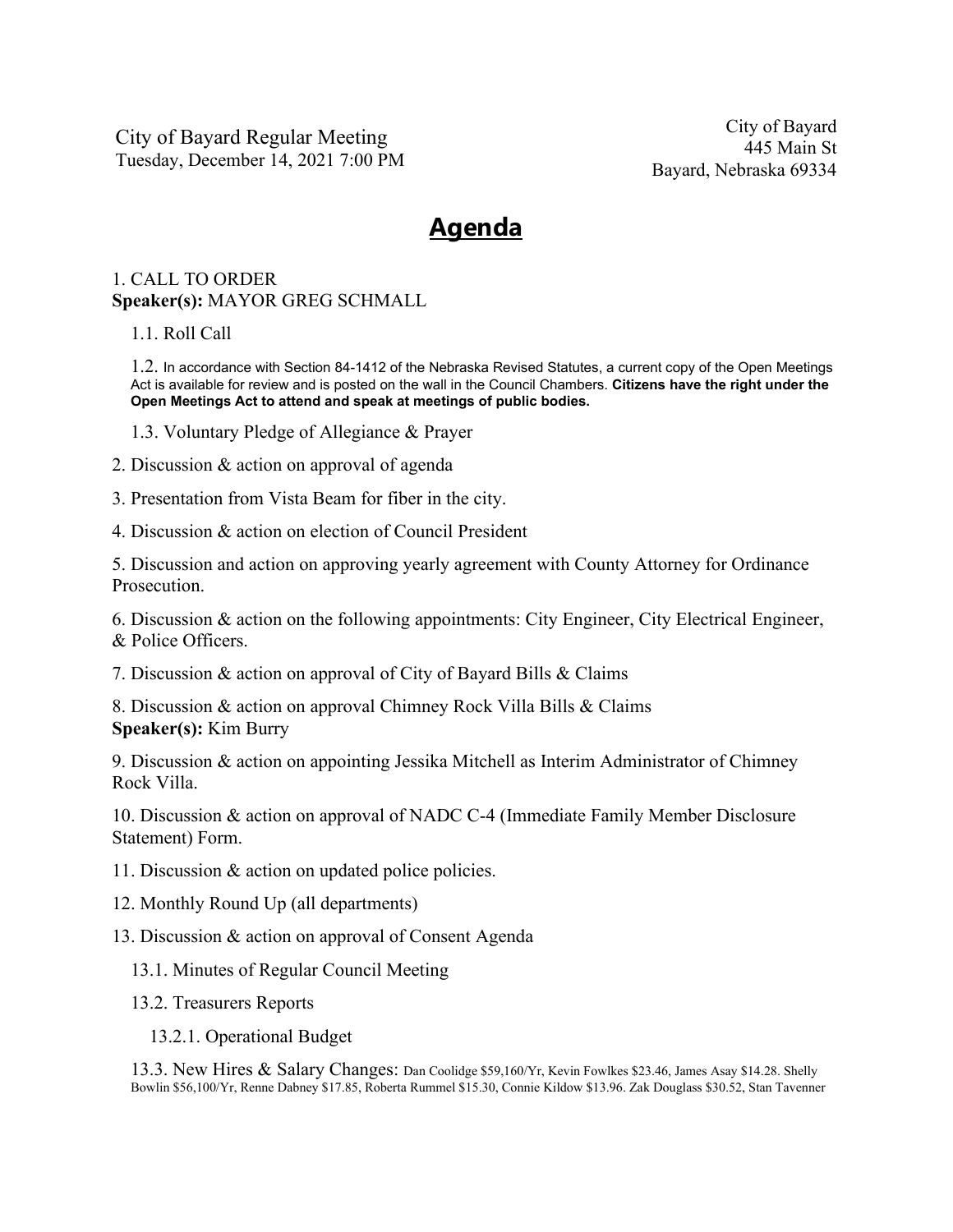City of Bayard Regular Meeting
Tuesday, December 14, 2021 7:00 PM

City of Bayard
445 Main St
Bayard, Nebraska 69334

# Agenda

1. CALL TO ORDER
**Speaker(s):** MAYOR GREG SCHMALL

1.1. Roll Call

1.2. In accordance with Section 84-1412 of the Nebraska Revised Statutes, a current copy of the Open Meetings Act is available for review and is posted on the wall in the Council Chambers. **Citizens have the right under the Open Meetings Act to attend and speak at meetings of public bodies.**

1.3. Voluntary Pledge of Allegiance & Prayer

2. Discussion & action on approval of agenda

3. Presentation from Vista Beam for fiber in the city.

4. Discussion & action on election of Council President

5. Discussion and action on approving yearly agreement with County Attorney for Ordinance Prosecution.

6. Discussion & action on the following appointments: City Engineer, City Electrical Engineer, & Police Officers.

7. Discussion & action on approval of City of Bayard Bills & Claims

8. Discussion & action on approval Chimney Rock Villa Bills & Claims
**Speaker(s):** Kim Burry

9. Discussion & action on appointing Jessika Mitchell as Interim Administrator of Chimney Rock Villa.

10. Discussion & action on approval of NADC C-4 (Immediate Family Member Disclosure Statement) Form.

11. Discussion & action on updated police policies.

12. Monthly Round Up (all departments)

13. Discussion & action on approval of Consent Agenda

13.1. Minutes of Regular Council Meeting

13.2. Treasurers Reports

13.2.1. Operational Budget

13.3. New Hires & Salary Changes: Dan Coolidge $59,160/Yr, Kevin Fowlkes $23.46, James Asay $14.28. Shelly Bowlin $56,100/Yr, Renne Dabney $17.85, Roberta Rummel $15.30, Connie Kildow $13.96. Zak Douglass $30.52, Stan Tavenner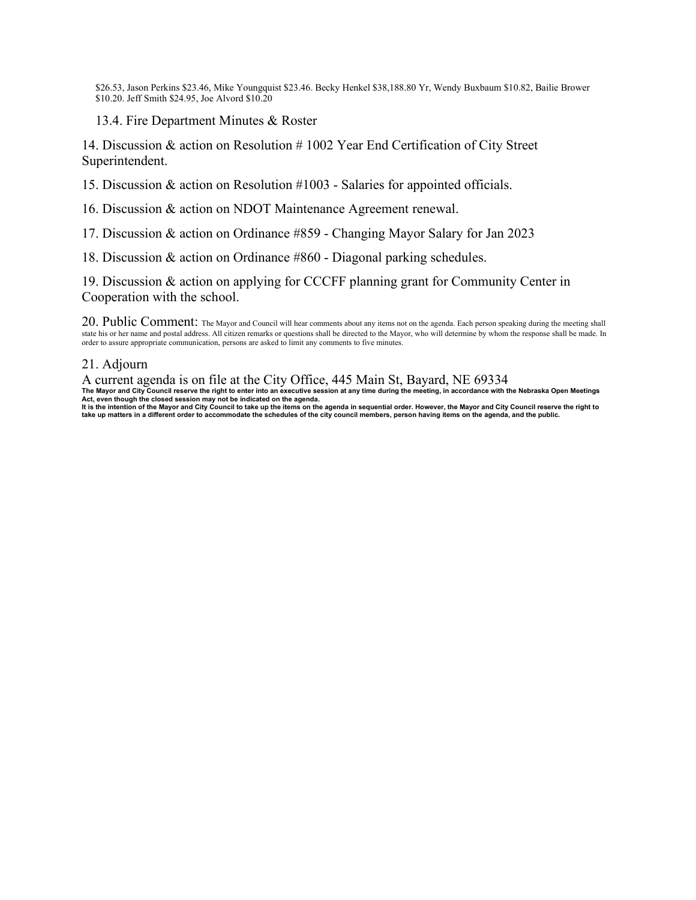$26.53, Jason Perkins $23.46, Mike Youngquist $23.46. Becky Henkel $38,188.80 Yr, Wendy Buxbaum $10.82, Bailie Brower $10.20. Jeff Smith $24.95, Joe Alvord $10.20

13.4. Fire Department Minutes & Roster

14. Discussion & action on Resolution # 1002 Year End Certification of City Street Superintendent.

15. Discussion & action on Resolution #1003 - Salaries for appointed officials.

16. Discussion & action on NDOT Maintenance Agreement renewal.

17. Discussion & action on Ordinance #859 - Changing Mayor Salary for Jan 2023

18. Discussion & action on Ordinance #860 - Diagonal parking schedules.

19. Discussion & action on applying for CCCFF planning grant for Community Center in Cooperation with the school.

20. Public Comment: The Mayor and Council will hear comments about any items not on the agenda. Each person speaking during the meeting shall state his or her name and postal address. All citizen remarks or questions shall be directed to the Mayor, who will determine by whom the response shall be made. In order to assure appropriate communication, persons are asked to limit any comments to five minutes.

21. Adjourn

A current agenda is on file at the City Office, 445 Main St, Bayard, NE 69334

**The Mayor and City Council reserve the right to enter into an executive session at any time during the meeting, in accordance with the Nebraska Open Meetings Act, even though the closed session may not be indicated on the agenda.**

**It is the intention of the Mayor and City Council to take up the items on the agenda in sequential order. However, the Mayor and City Council reserve the right to take up matters in a different order to accommodate the schedules of the city council members, person having items on the agenda, and the public.**